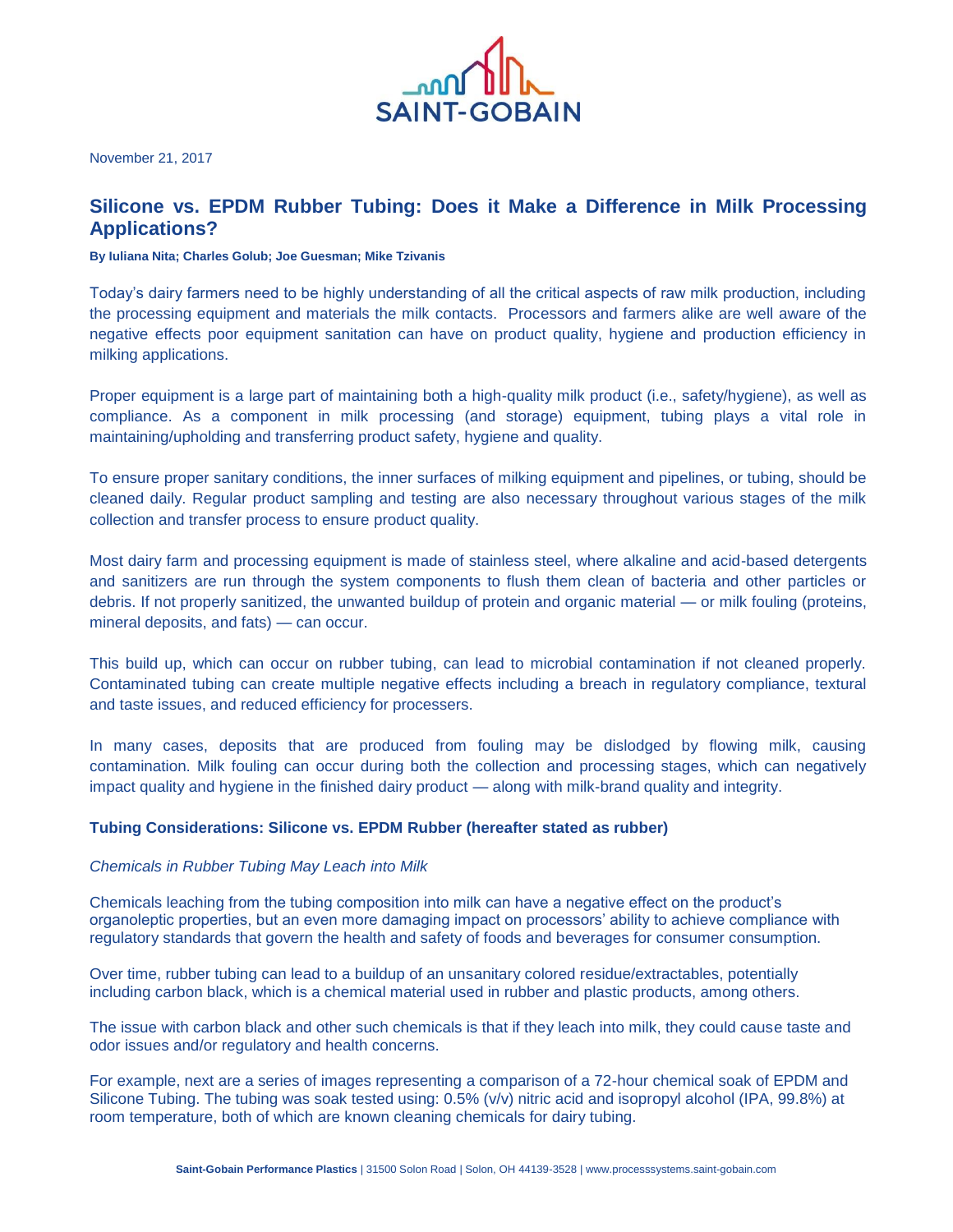SAINT-GOBAIN

November 21, 2017

# Silicone vs. EPDM Rubber Tubing: Does it Make a Difference in Milk Processing Applications?

**By Iuliana Nita; Charles Golub; Joe Guesman; Mike Tzivanis**

Today's dairy farmers need to be highly understanding of all the critical aspects of raw milk production, including the processing equipment and materials the milk contacts. Processors and farmers alike are well aware of the negative effects poor equipment sanitation can have on product quality, hygiene and production efficiency in milking applications.

Proper equipment is a large part of maintaining both a high-quality milk product (i.e., safety/hygiene), as well as compliance. As a component in milk processing (and storage) equipment, tubing plays a vital role in maintaining/upholding and transferring product safety, hygiene and quality.

To ensure proper sanitary conditions, the inner surfaces of milking equipment and pipelines, or tubing, should be cleaned daily. Regular product sampling and testing are also necessary throughout various stages of the milk collection and transfer process to ensure product quality.

Most dairy farm and processing equipment is made of stainless steel, where alkaline and acid-based detergents and sanitizers are run through the system components to flush them clean of bacteria and other particles or debris. If not properly sanitized, the unwanted buildup of protein and organic material — or milk fouling (proteins, mineral deposits, and fats) — can occur.

This build up, which can occur on rubber tubing, can lead to microbial contamination if not cleaned properly. Contaminated tubing can create multiple negative effects including a breach in regulatory compliance, textural and taste issues, and reduced efficiency for processers.

In many cases, deposits that are produced from fouling may be dislodged by flowing milk, causing contamination. Milk fouling can occur during both the collection and processing stages, which can negatively impact quality and hygiene in the finished dairy product — along with milk-brand quality and integrity.

### Tubing Considerations: Silicone vs. EPDM Rubber (hereafter stated as rubber)

*Chemicals in Rubber Tubing May Leach into Milk*

Chemicals leaching from the tubing composition into milk can have a negative effect on the product's organoleptic properties, but an even more damaging impact on processors' ability to achieve compliance with regulatory standards that govern the health and safety of foods and beverages for consumer consumption.

Over time, rubber tubing can lead to a buildup of an unsanitary colored residue/extractables, potentially including carbon black, which is a chemical material used in rubber and plastic products, among others.

The issue with carbon black and other such chemicals is that if they leach into milk, they could cause taste and odor issues and/or regulatory and health concerns.

For example, next are a series of images representing a comparison of a 72-hour chemical soak of EPDM and Silicone Tubing. The tubing was soak tested using: 0.5% (v/v) nitric acid and isopropyl alcohol (IPA, 99.8%) at room temperature, both of which are known cleaning chemicals for dairy tubing.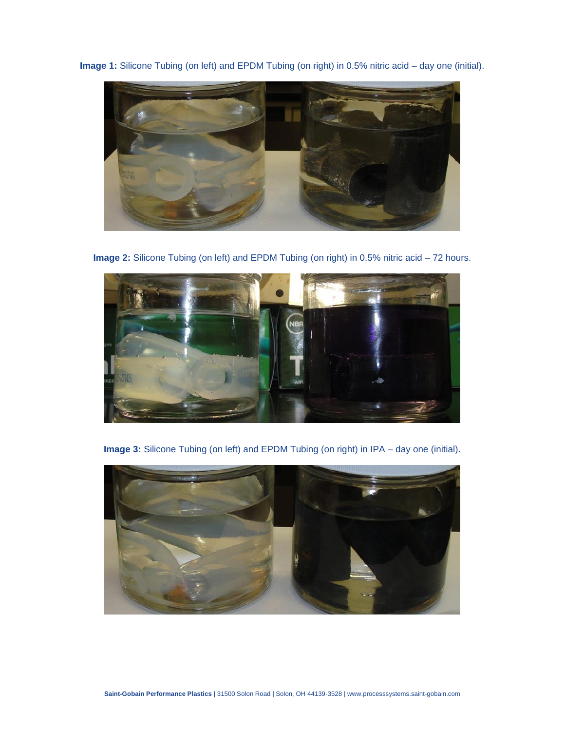**Image 1:** Silicone Tubing (on left) and EPDM Tubing (on right) in 0.5% nitric acid – day one (initial).

**Image 2:** Silicone Tubing (on left) and EPDM Tubing (on right) in 0.5% nitric acid – 72 hours.

**Image 3:** Silicone Tubing (on left) and EPDM Tubing (on right) in IPA – day one (initial).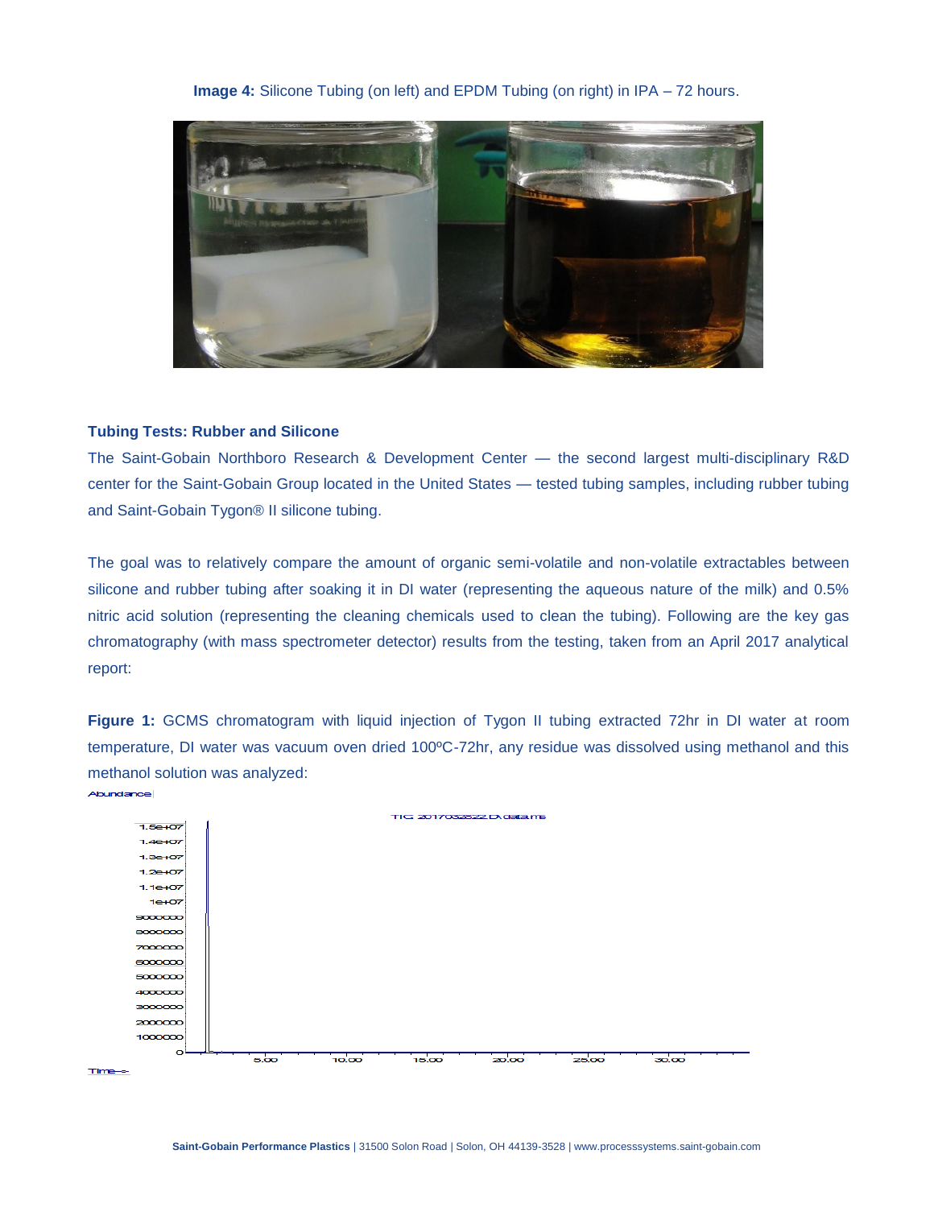**Image 4:** Silicone Tubing (on left) and EPDM Tubing (on right) in IPA – 72 hours.

### Tubing Tests: Rubber and Silicone

The Saint-Gobain Northboro Research & Development Center — the second largest multi-disciplinary R&D center for the Saint-Gobain Group located in the United States — tested tubing samples, including rubber tubing and Saint-Gobain Tygon® II silicone tubing.

The goal was to relatively compare the amount of organic semi-volatile and non-volatile extractables between silicone and rubber tubing after soaking it in DI water (representing the aqueous nature of the milk) and 0.5% nitric acid solution (representing the cleaning chemicals used to clean the tubing). Following are the key gas chromatography (with mass spectrometer detector) results from the testing, taken from an April 2017 analytical report:

**Figure 1:** GCMS chromatogram with liquid injection of Tygon II tubing extracted 72hr in DI water at room temperature, DI water was vacuum oven dried 100ºC-72hr, any residue was dissolved using methanol and this methanol solution was analyzed: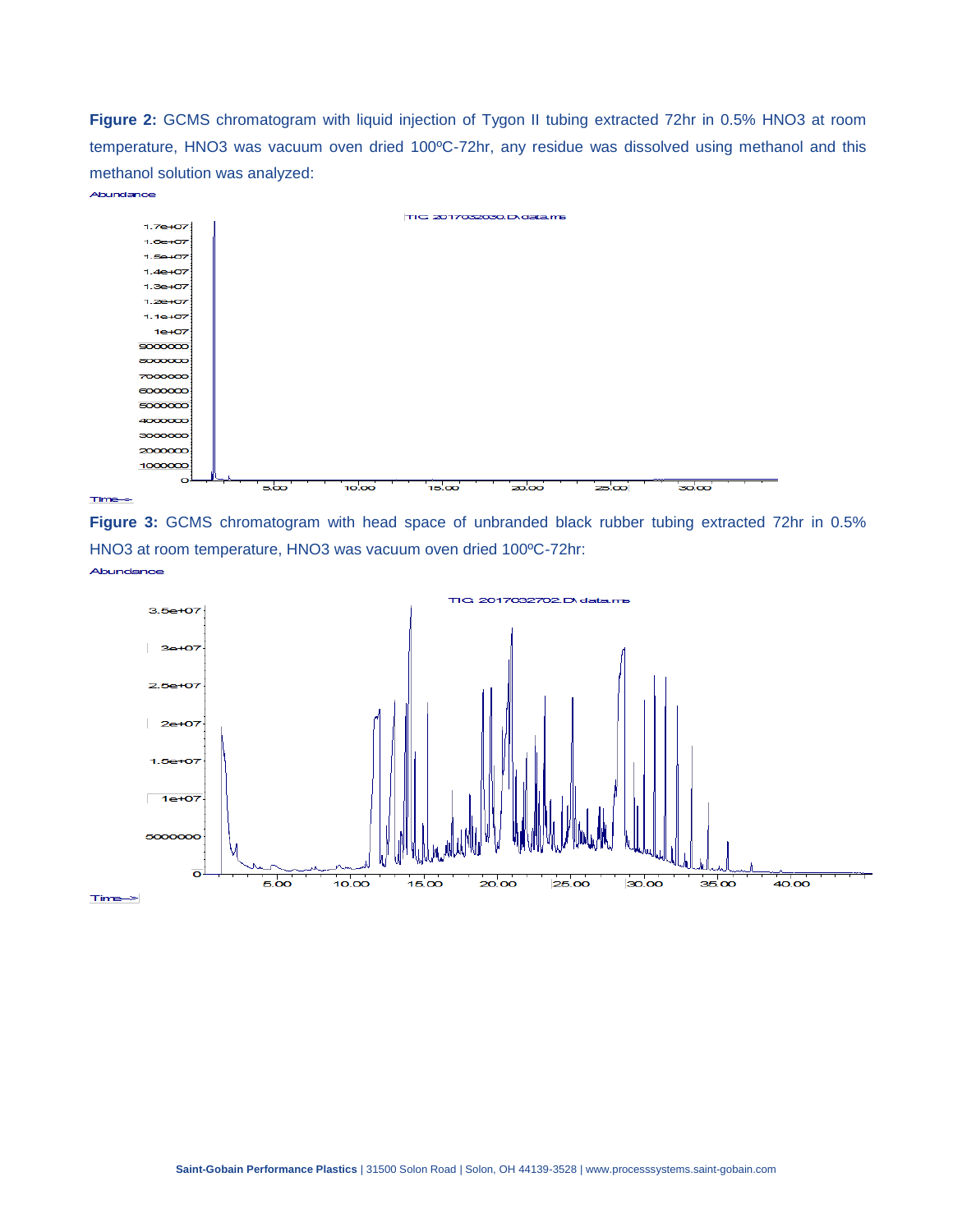**Figure 2:** GCMS chromatogram with liquid injection of Tygon II tubing extracted 72hr in 0.5% $HNO_3$ at room temperature, $HNO_3$ was vacuum oven dried 100ºC-72hr, any residue was dissolved using methanol and this methanol solution was analyzed:

**Figure 3:** GCMS chromatogram with head space of unbranded black rubber tubing extracted 72hr in 0.5% $HNO_3$ at room temperature, $HNO_3$ was vacuum oven dried 100ºC-72hr: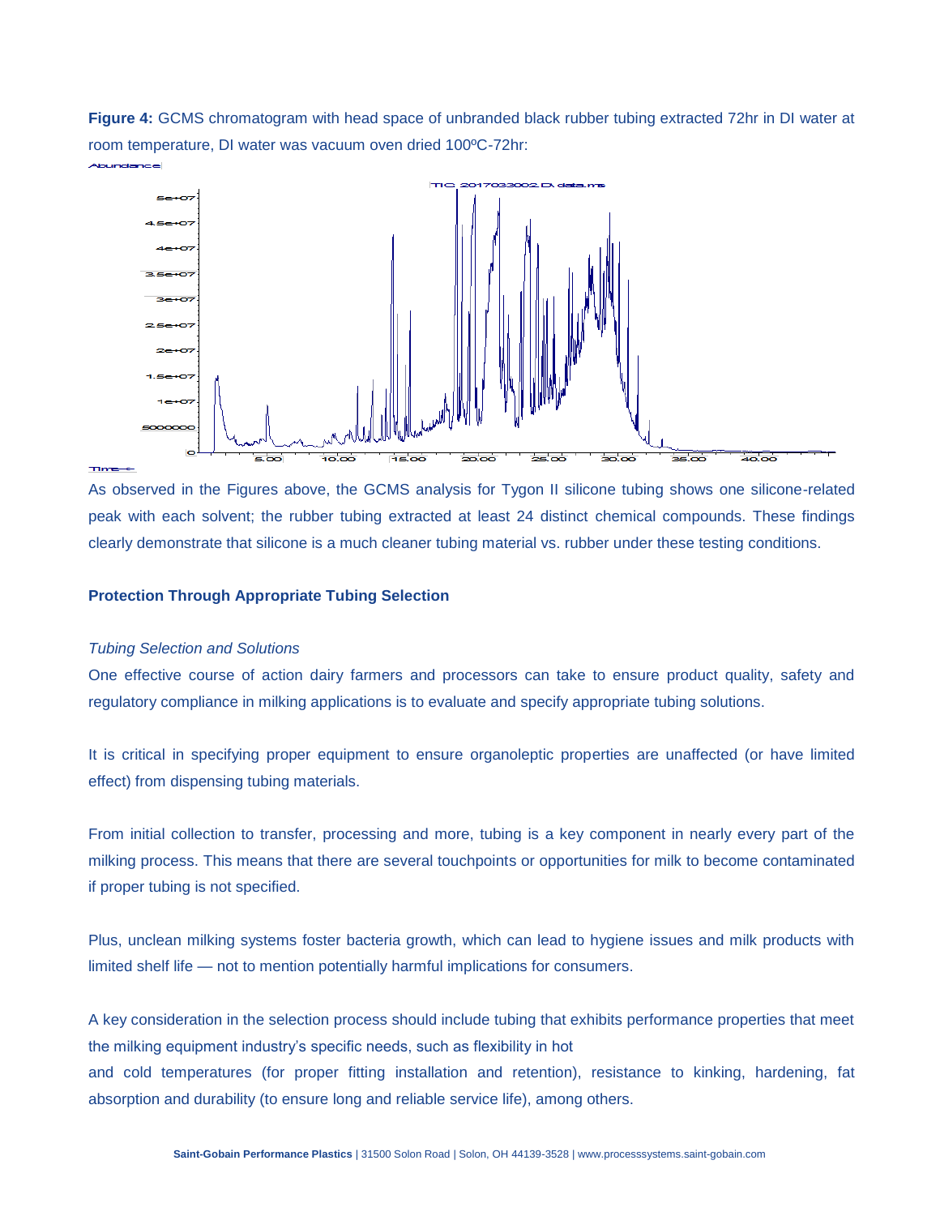**Figure 4:** GCMS chromatogram with head space of unbranded black rubber tubing extracted 72hr in DI water at room temperature, DI water was vacuum oven dried 100ºC-72hr:

As observed in the Figures above, the GCMS analysis for Tygon II silicone tubing shows one silicone-related peak with each solvent; the rubber tubing extracted at least 24 distinct chemical compounds. These findings clearly demonstrate that silicone is a much cleaner tubing material vs. rubber under these testing conditions.

## Protection Through Appropriate Tubing Selection

*Tubing Selection and Solutions*

One effective course of action dairy farmers and processors can take to ensure product quality, safety and regulatory compliance in milking applications is to evaluate and specify appropriate tubing solutions.

It is critical in specifying proper equipment to ensure organoleptic properties are unaffected (or have limited effect) from dispensing tubing materials.

From initial collection to transfer, processing and more, tubing is a key component in nearly every part of the milking process. This means that there are several touchpoints or opportunities for milk to become contaminated if proper tubing is not specified.

Plus, unclean milking systems foster bacteria growth, which can lead to hygiene issues and milk products with limited shelf life — not to mention potentially harmful implications for consumers.

A key consideration in the selection process should include tubing that exhibits performance properties that meet the milking equipment industry's specific needs, such as flexibility in hot and cold temperatures (for proper fitting installation and retention), resistance to kinking, hardening, fat absorption and durability (to ensure long and reliable service life), among others.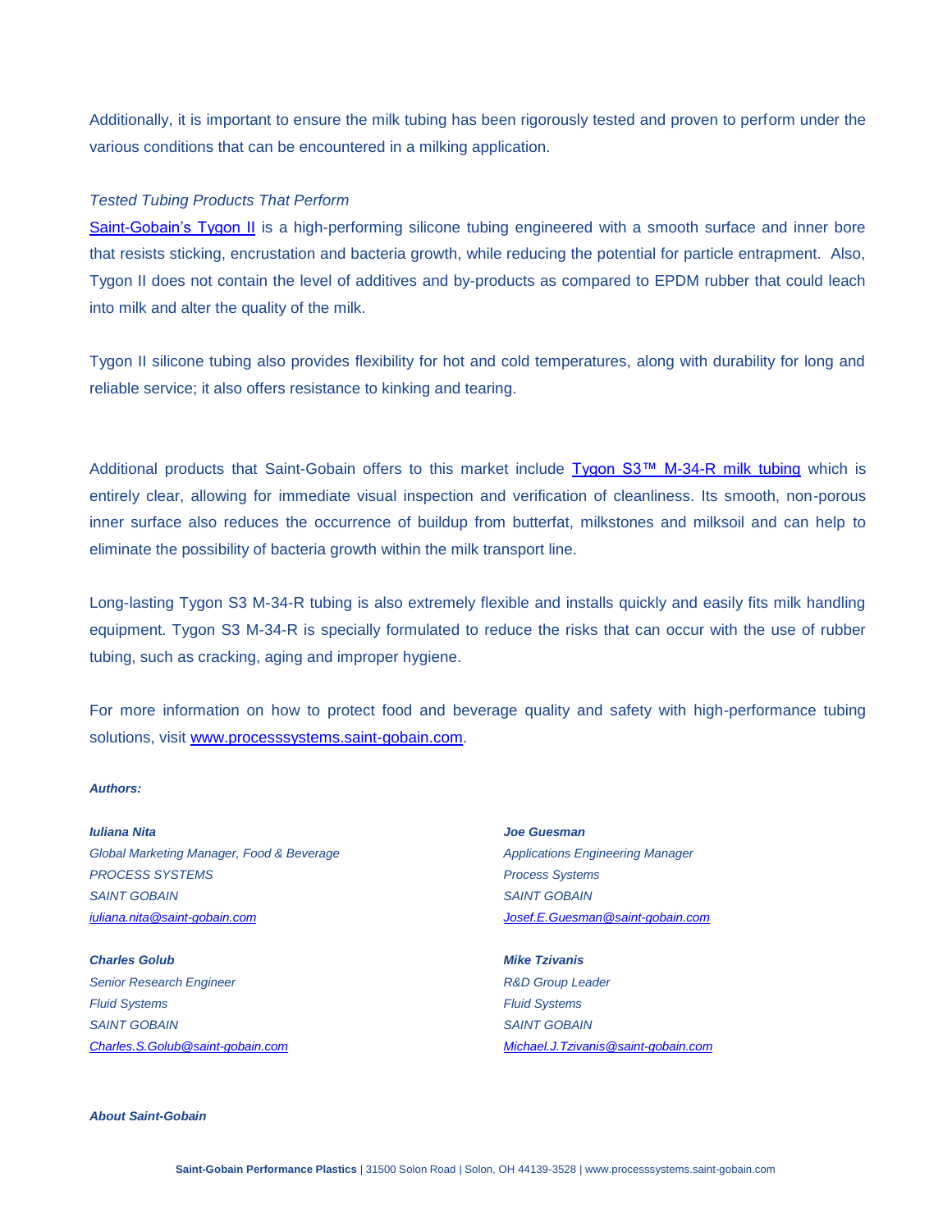Additionally, it is important to ensure the milk tubing has been rigorously tested and proven to perform under the various conditions that can be encountered in a milking application.

*Tested Tubing Products That Perform*

Saint-Gobain's Tygon II is a high-performing silicone tubing engineered with a smooth surface and inner bore that resists sticking, encrustation and bacteria growth, while reducing the potential for particle entrapment. Also, Tygon II does not contain the level of additives and by-products as compared to EPDM rubber that could leach into milk and alter the quality of the milk.

Tygon II silicone tubing also provides flexibility for hot and cold temperatures, along with durability for long and reliable service; it also offers resistance to kinking and tearing.

Additional products that Saint-Gobain offers to this market include Tygon S3™ M-34-R milk tubing which is entirely clear, allowing for immediate visual inspection and verification of cleanliness. Its smooth, non-porous inner surface also reduces the occurrence of buildup from butterfat, milkstones and milksoil and can help to eliminate the possibility of bacteria growth within the milk transport line.

Long-lasting Tygon S3 M-34-R tubing is also extremely flexible and installs quickly and easily fits milk handling equipment. Tygon S3 M-34-R is specially formulated to reduce the risks that can occur with the use of rubber tubing, such as cracking, aging and improper hygiene.

For more information on how to protect food and beverage quality and safety with high-performance tubing solutions, visit www.processsystems.saint-gobain.com.

***Authors:***

***Iuliana Nita***
*Global Marketing Manager, Food & Beverage*
*PROCESS SYSTEMS*
*SAINT GOBAIN*
*iuliana.nita@saint-gobain.com*

***Joe Guesman***
*Applications Engineering Manager*
*Process Systems*
*SAINT GOBAIN*
*Josef.E.Guesman@saint-gobain.com*

***Charles Golub***
*Senior Research Engineer*
*Fluid Systems*
*SAINT GOBAIN*
*Charles.S.Golub@saint-gobain.com*

***Mike Tzivanis***
*R&D Group Leader*
*Fluid Systems*
*SAINT GOBAIN*
*Michael.J.Tzivanis@saint-gobain.com*

***About Saint-Gobain***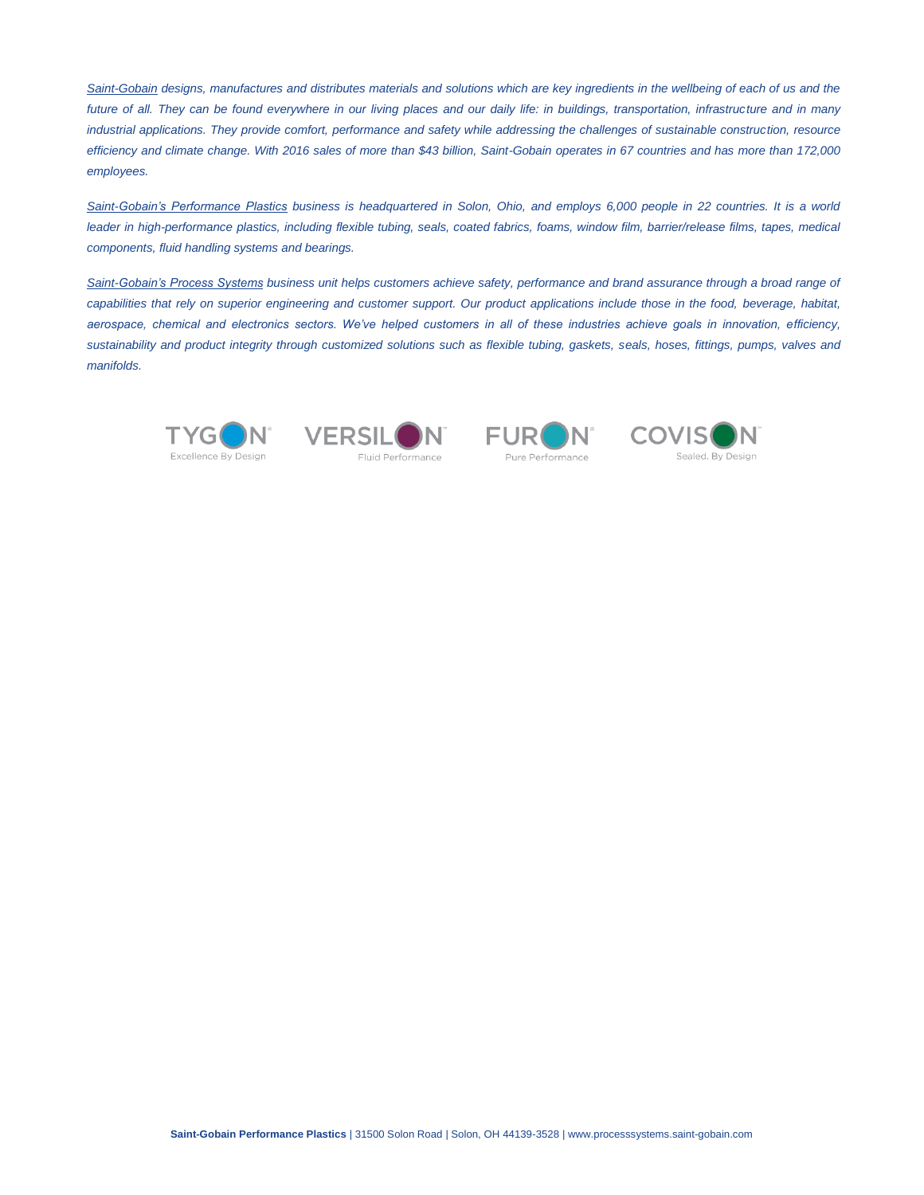*Saint-Gobain designs, manufactures and distributes materials and solutions which are key ingredients in the wellbeing of each of us and the future of all. They can be found everywhere in our living places and our daily life: in buildings, transportation, infrastructure and in many industrial applications. They provide comfort, performance and safety while addressing the challenges of sustainable construction, resource efficiency and climate change. With 2016 sales of more than $43 billion, Saint-Gobain operates in 67 countries and has more than 172,000 employees.*

*Saint-Gobain's Performance Plastics business is headquartered in Solon, Ohio, and employs 6,000 people in 22 countries. It is a world leader in high-performance plastics, including flexible tubing, seals, coated fabrics, foams, window film, barrier/release films, tapes, medical components, fluid handling systems and bearings.*

*Saint-Gobain's Process Systems business unit helps customers achieve safety, performance and brand assurance through a broad range of capabilities that rely on superior engineering and customer support. Our product applications include those in the food, beverage, habitat, aerospace, chemical and electronics sectors. We've helped customers in all of these industries achieve goals in innovation, efficiency, sustainability and product integrity through customized solutions such as flexible tubing, gaskets, seals, hoses, fittings, pumps, valves and manifolds.*

TYGON® Excellence By Design

VERSILON™ Fluid Performance

FURON® Pure Performance

COVISON™ Sealed. By Design

**Saint-Gobain Performance Plastics** | 31500 Solon Road | Solon, OH 44139-3528 | www.processsystems.saint-gobain.com